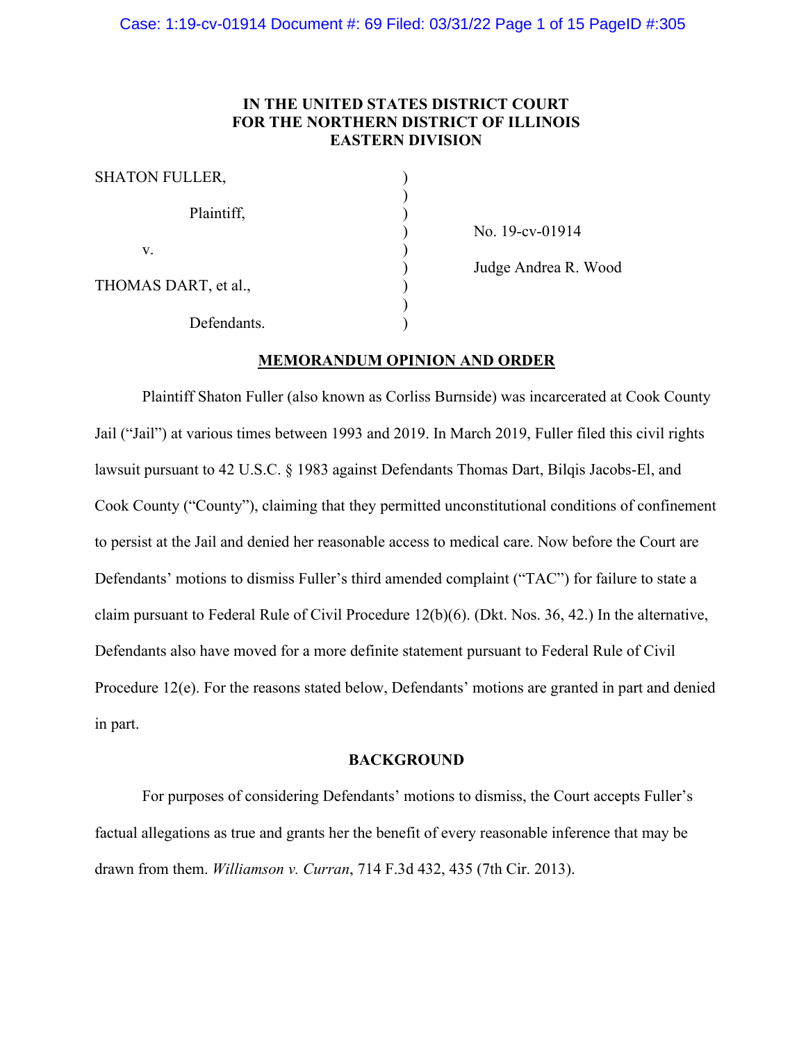**IN THE UNITED STATES DISTRICT COURT**
**FOR THE NORTHERN DISTRICT OF ILLINOIS**
**EASTERN DIVISION**

| | | |
|---|---|---|
| SHATON FULLER, | ) | |
| Plaintiff, | ) | No. 19-cv-01914 |
| v. | ) | Judge Andrea R. Wood |
| THOMAS DART, et al., | ) | |
| Defendants. | ) | |

**MEMORANDUM OPINION AND ORDER**

Plaintiff Shaton Fuller (also known as Corliss Burnside) was incarcerated at Cook County Jail ("Jail") at various times between 1993 and 2019. In March 2019, Fuller filed this civil rights lawsuit pursuant to 42 U.S.C. § 1983 against Defendants Thomas Dart, Bilqis Jacobs-El, and Cook County ("County"), claiming that they permitted unconstitutional conditions of confinement to persist at the Jail and denied her reasonable access to medical care. Now before the Court are Defendants' motions to dismiss Fuller's third amended complaint ("TAC") for failure to state a claim pursuant to Federal Rule of Civil Procedure 12(b)(6). (Dkt. Nos. 36, 42.) In the alternative, Defendants also have moved for a more definite statement pursuant to Federal Rule of Civil Procedure 12(e). For the reasons stated below, Defendants' motions are granted in part and denied in part.

**BACKGROUND**

For purposes of considering Defendants' motions to dismiss, the Court accepts Fuller's factual allegations as true and grants her the benefit of every reasonable inference that may be drawn from them. *Williamson v. Curran*, 714 F.3d 432, 435 (7th Cir. 2013).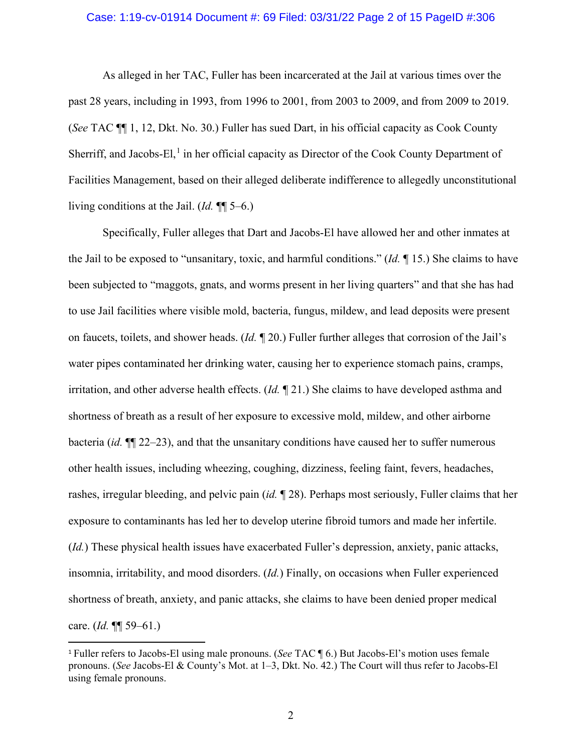As alleged in her TAC, Fuller has been incarcerated at the Jail at various times over the past 28 years, including in 1993, from 1996 to 2001, from 2003 to 2009, and from 2009 to 2019. (*See* TAC ¶¶ 1, 12, Dkt. No. 30.) Fuller has sued Dart, in his official capacity as Cook County Sherriff, and Jacobs-El,[1] in her official capacity as Director of the Cook County Department of Facilities Management, based on their alleged deliberate indifference to allegedly unconstitutional living conditions at the Jail. (*Id.* ¶¶ 5–6.)

Specifically, Fuller alleges that Dart and Jacobs-El have allowed her and other inmates at the Jail to be exposed to "unsanitary, toxic, and harmful conditions." (*Id.* ¶ 15.) She claims to have been subjected to "maggots, gnats, and worms present in her living quarters" and that she has had to use Jail facilities where visible mold, bacteria, fungus, mildew, and lead deposits were present on faucets, toilets, and shower heads. (*Id.* ¶ 20.) Fuller further alleges that corrosion of the Jail's water pipes contaminated her drinking water, causing her to experience stomach pains, cramps, irritation, and other adverse health effects. (*Id.* ¶ 21.) She claims to have developed asthma and shortness of breath as a result of her exposure to excessive mold, mildew, and other airborne bacteria (*id.* ¶¶ 22–23), and that the unsanitary conditions have caused her to suffer numerous other health issues, including wheezing, coughing, dizziness, feeling faint, fevers, headaches, rashes, irregular bleeding, and pelvic pain (*id.* ¶ 28). Perhaps most seriously, Fuller claims that her exposure to contaminants has led her to develop uterine fibroid tumors and made her infertile. (*Id.*) These physical health issues have exacerbated Fuller's depression, anxiety, panic attacks, insomnia, irritability, and mood disorders. (*Id.*) Finally, on occasions when Fuller experienced shortness of breath, anxiety, and panic attacks, she claims to have been denied proper medical care. (*Id.* ¶¶ 59–61.)

---

[1] Fuller refers to Jacobs-El using male pronouns. (*See* TAC ¶ 6.) But Jacobs-El's motion uses female pronouns. (*See* Jacobs-El & County's Mot. at 1–3, Dkt. No. 42.) The Court will thus refer to Jacobs-El using female pronouns.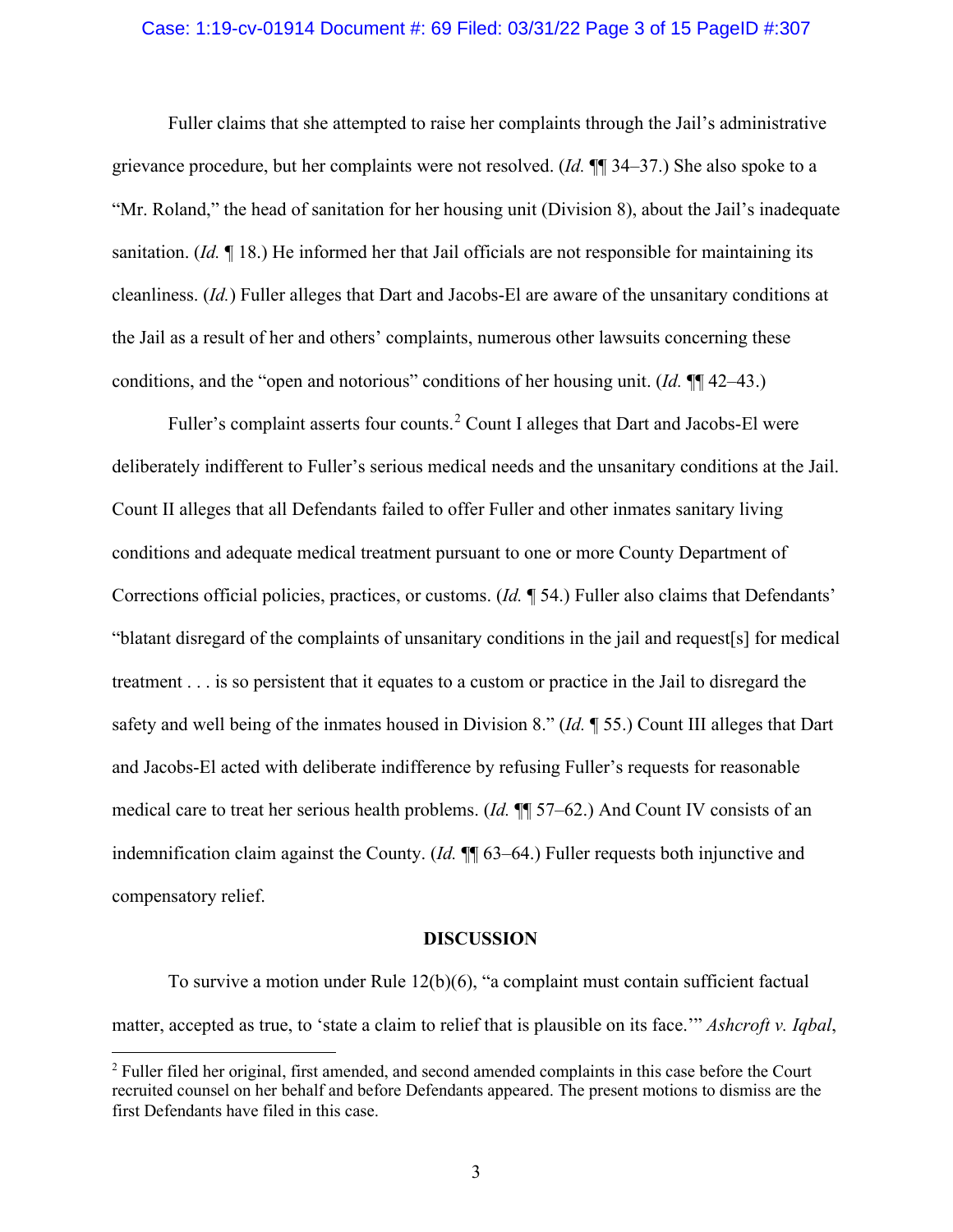Fuller claims that she attempted to raise her complaints through the Jail's administrative grievance procedure, but her complaints were not resolved. (*Id.* ¶¶ 34–37.) She also spoke to a "Mr. Roland," the head of sanitation for her housing unit (Division 8), about the Jail's inadequate sanitation. (*Id.* ¶ 18.) He informed her that Jail officials are not responsible for maintaining its cleanliness. (*Id.*) Fuller alleges that Dart and Jacobs-El are aware of the unsanitary conditions at the Jail as a result of her and others' complaints, numerous other lawsuits concerning these conditions, and the "open and notorious" conditions of her housing unit. (*Id.* ¶¶ 42–43.)

Fuller's complaint asserts four counts.[2] Count I alleges that Dart and Jacobs-El were deliberately indifferent to Fuller's serious medical needs and the unsanitary conditions at the Jail. Count II alleges that all Defendants failed to offer Fuller and other inmates sanitary living conditions and adequate medical treatment pursuant to one or more County Department of Corrections official policies, practices, or customs. (*Id.* ¶ 54.) Fuller also claims that Defendants' "blatant disregard of the complaints of unsanitary conditions in the jail and request[s] for medical treatment . . . is so persistent that it equates to a custom or practice in the Jail to disregard the safety and well being of the inmates housed in Division 8." (*Id.* ¶ 55.) Count III alleges that Dart and Jacobs-El acted with deliberate indifference by refusing Fuller's requests for reasonable medical care to treat her serious health problems. (*Id.* ¶¶ 57–62.) And Count IV consists of an indemnification claim against the County. (*Id.* ¶¶ 63–64.) Fuller requests both injunctive and compensatory relief.

**DISCUSSION**

To survive a motion under Rule 12(b)(6), "a complaint must contain sufficient factual matter, accepted as true, to 'state a claim to relief that is plausible on its face.'" *Ashcroft v. Iqbal*,

---

[2] Fuller filed her original, first amended, and second amended complaints in this case before the Court recruited counsel on her behalf and before Defendants appeared. The present motions to dismiss are the first Defendants have filed in this case.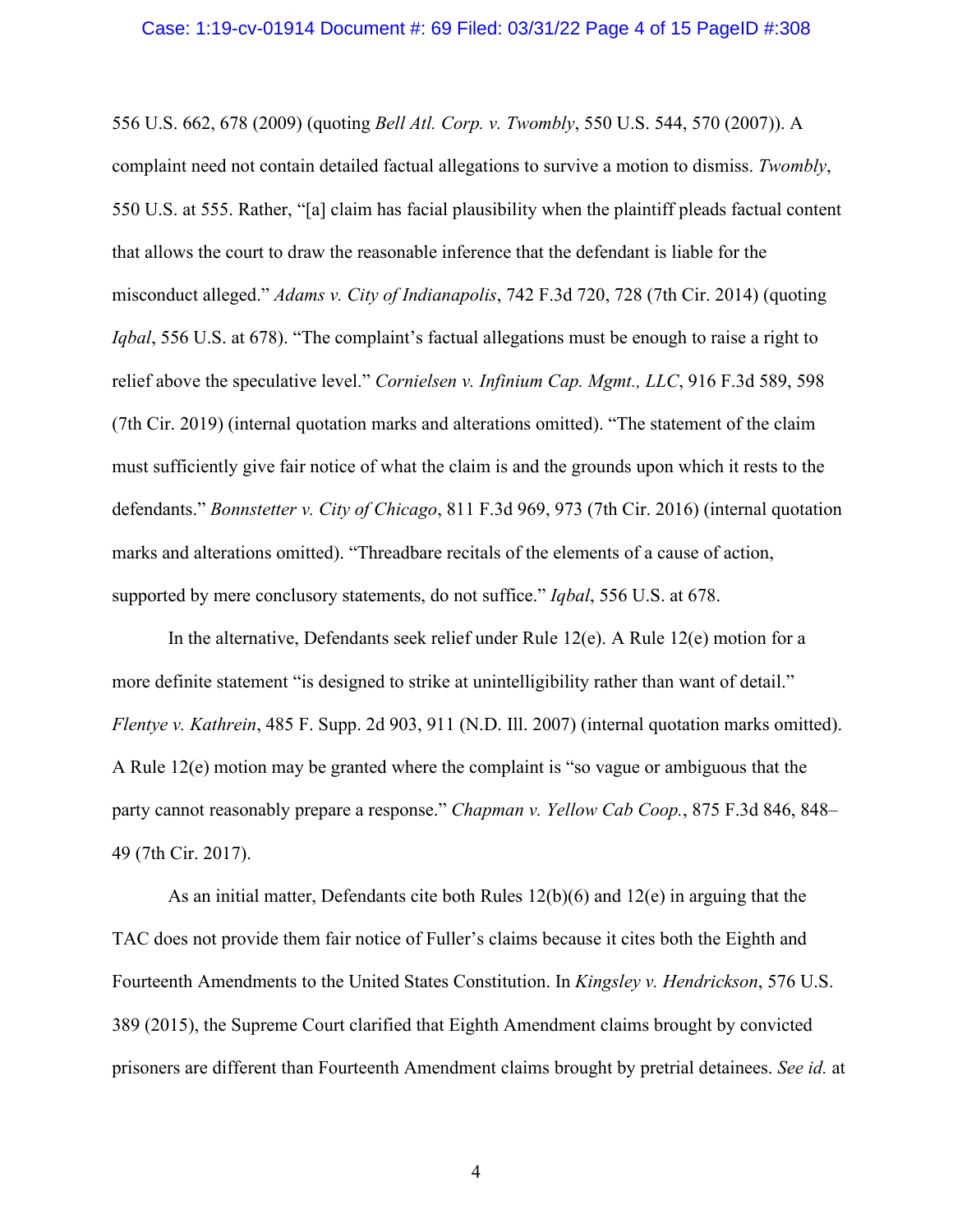556 U.S. 662, 678 (2009) (quoting *Bell Atl. Corp. v. Twombly*, 550 U.S. 544, 570 (2007)). A complaint need not contain detailed factual allegations to survive a motion to dismiss. *Twombly*, 550 U.S. at 555. Rather, "[a] claim has facial plausibility when the plaintiff pleads factual content that allows the court to draw the reasonable inference that the defendant is liable for the misconduct alleged." *Adams v. City of Indianapolis*, 742 F.3d 720, 728 (7th Cir. 2014) (quoting *Iqbal*, 556 U.S. at 678). "The complaint's factual allegations must be enough to raise a right to relief above the speculative level." *Cornielsen v. Infinium Cap. Mgmt., LLC*, 916 F.3d 589, 598 (7th Cir. 2019) (internal quotation marks and alterations omitted). "The statement of the claim must sufficiently give fair notice of what the claim is and the grounds upon which it rests to the defendants." *Bonnstetter v. City of Chicago*, 811 F.3d 969, 973 (7th Cir. 2016) (internal quotation marks and alterations omitted). "Threadbare recitals of the elements of a cause of action, supported by mere conclusory statements, do not suffice." *Iqbal*, 556 U.S. at 678.

In the alternative, Defendants seek relief under Rule 12(e). A Rule 12(e) motion for a more definite statement "is designed to strike at unintelligibility rather than want of detail." *Flentye v. Kathrein*, 485 F. Supp. 2d 903, 911 (N.D. Ill. 2007) (internal quotation marks omitted). A Rule 12(e) motion may be granted where the complaint is "so vague or ambiguous that the party cannot reasonably prepare a response." *Chapman v. Yellow Cab Coop.*, 875 F.3d 846, 848–49 (7th Cir. 2017).

As an initial matter, Defendants cite both Rules 12(b)(6) and 12(e) in arguing that the TAC does not provide them fair notice of Fuller's claims because it cites both the Eighth and Fourteenth Amendments to the United States Constitution. In *Kingsley v. Hendrickson*, 576 U.S. 389 (2015), the Supreme Court clarified that Eighth Amendment claims brought by convicted prisoners are different than Fourteenth Amendment claims brought by pretrial detainees. *See id.* at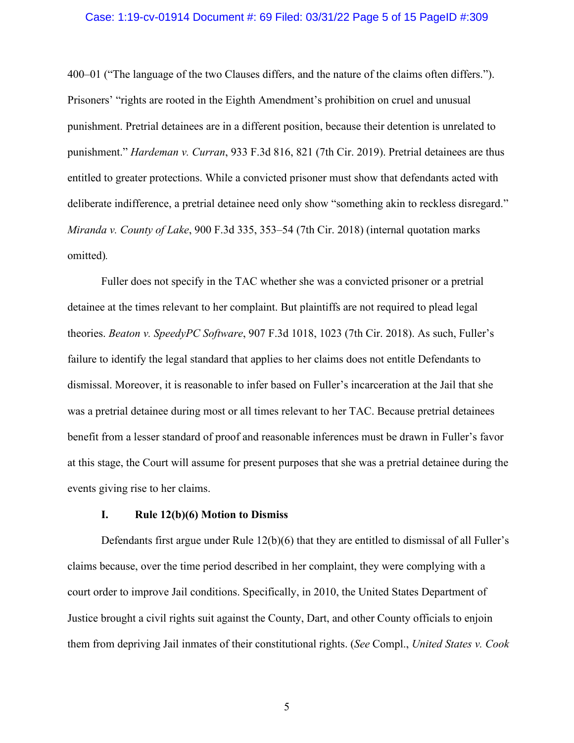400–01 ("The language of the two Clauses differs, and the nature of the claims often differs."). Prisoners' "rights are rooted in the Eighth Amendment's prohibition on cruel and unusual punishment. Pretrial detainees are in a different position, because their detention is unrelated to punishment." *Hardeman v. Curran*, 933 F.3d 816, 821 (7th Cir. 2019). Pretrial detainees are thus entitled to greater protections. While a convicted prisoner must show that defendants acted with deliberate indifference, a pretrial detainee need only show "something akin to reckless disregard." *Miranda v. County of Lake*, 900 F.3d 335, 353–54 (7th Cir. 2018) (internal quotation marks omitted).

Fuller does not specify in the TAC whether she was a convicted prisoner or a pretrial detainee at the times relevant to her complaint. But plaintiffs are not required to plead legal theories. *Beaton v. SpeedyPC Software*, 907 F.3d 1018, 1023 (7th Cir. 2018). As such, Fuller's failure to identify the legal standard that applies to her claims does not entitle Defendants to dismissal. Moreover, it is reasonable to infer based on Fuller's incarceration at the Jail that she was a pretrial detainee during most or all times relevant to her TAC. Because pretrial detainees benefit from a lesser standard of proof and reasonable inferences must be drawn in Fuller's favor at this stage, the Court will assume for present purposes that she was a pretrial detainee during the events giving rise to her claims.

## I. Rule 12(b)(6) Motion to Dismiss

Defendants first argue under Rule 12(b)(6) that they are entitled to dismissal of all Fuller's claims because, over the time period described in her complaint, they were complying with a court order to improve Jail conditions. Specifically, in 2010, the United States Department of Justice brought a civil rights suit against the County, Dart, and other County officials to enjoin them from depriving Jail inmates of their constitutional rights. (*See* Compl., *United States v. Cook*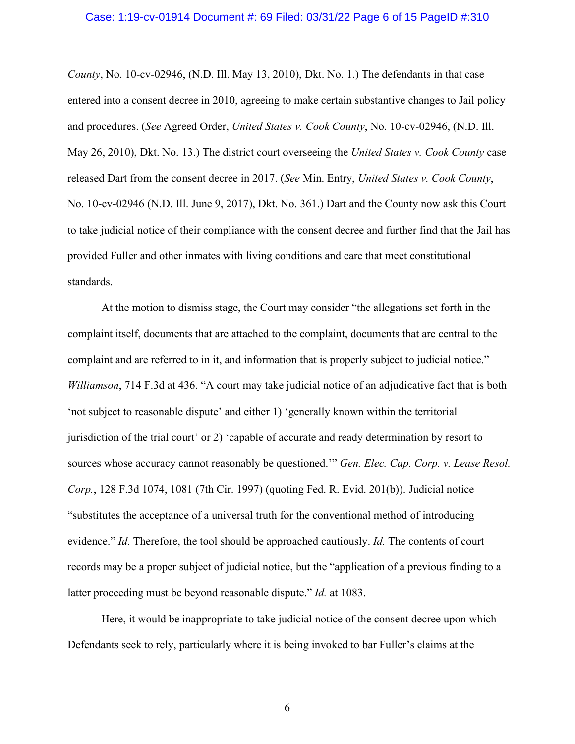*County*, No. 10-cv-02946, (N.D. Ill. May 13, 2010), Dkt. No. 1.) The defendants in that case entered into a consent decree in 2010, agreeing to make certain substantive changes to Jail policy and procedures. (*See* Agreed Order, *United States v. Cook County*, No. 10-cv-02946, (N.D. Ill. May 26, 2010), Dkt. No. 13.) The district court overseeing the *United States v. Cook County* case released Dart from the consent decree in 2017. (*See* Min. Entry, *United States v. Cook County*, No. 10-cv-02946 (N.D. Ill. June 9, 2017), Dkt. No. 361.) Dart and the County now ask this Court to take judicial notice of their compliance with the consent decree and further find that the Jail has provided Fuller and other inmates with living conditions and care that meet constitutional standards.

At the motion to dismiss stage, the Court may consider "the allegations set forth in the complaint itself, documents that are attached to the complaint, documents that are central to the complaint and are referred to in it, and information that is properly subject to judicial notice." *Williamson*, 714 F.3d at 436. "A court may take judicial notice of an adjudicative fact that is both 'not subject to reasonable dispute' and either 1) 'generally known within the territorial jurisdiction of the trial court' or 2) 'capable of accurate and ready determination by resort to sources whose accuracy cannot reasonably be questioned.'" *Gen. Elec. Cap. Corp. v. Lease Resol. Corp.*, 128 F.3d 1074, 1081 (7th Cir. 1997) (quoting Fed. R. Evid. 201(b)). Judicial notice "substitutes the acceptance of a universal truth for the conventional method of introducing evidence." *Id.* Therefore, the tool should be approached cautiously. *Id.* The contents of court records may be a proper subject of judicial notice, but the "application of a previous finding to a latter proceeding must be beyond reasonable dispute." *Id.* at 1083.

Here, it would be inappropriate to take judicial notice of the consent decree upon which Defendants seek to rely, particularly where it is being invoked to bar Fuller's claims at the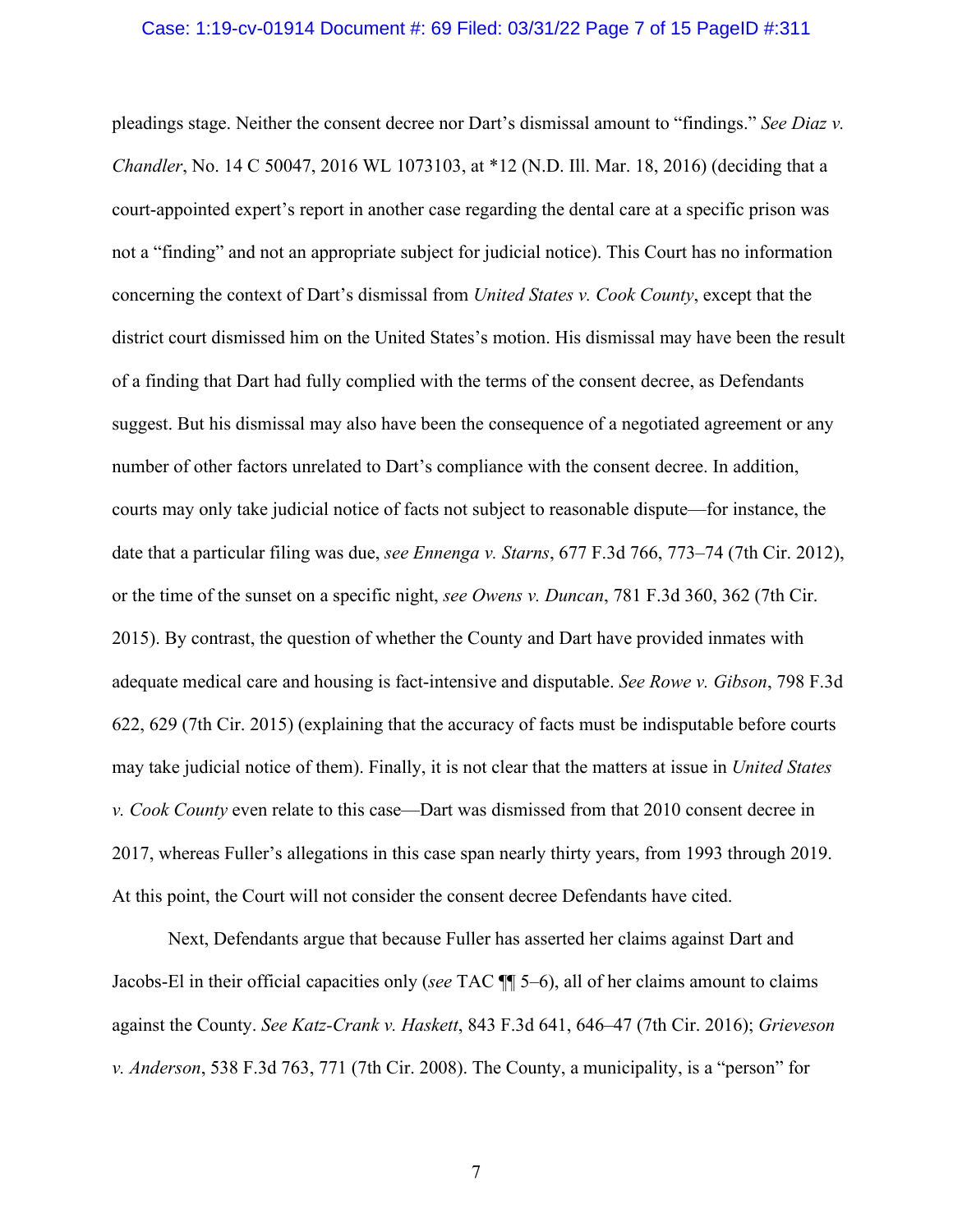pleadings stage. Neither the consent decree nor Dart's dismissal amount to "findings." *See Diaz v. Chandler*, No. 14 C 50047, 2016 WL 1073103, at *12 (N.D. Ill. Mar. 18, 2016) (deciding that a court-appointed expert's report in another case regarding the dental care at a specific prison was not a "finding" and not an appropriate subject for judicial notice). This Court has no information concerning the context of Dart's dismissal from *United States v. Cook County*, except that the district court dismissed him on the United States's motion. His dismissal may have been the result of a finding that Dart had fully complied with the terms of the consent decree, as Defendants suggest. But his dismissal may also have been the consequence of a negotiated agreement or any number of other factors unrelated to Dart's compliance with the consent decree. In addition, courts may only take judicial notice of facts not subject to reasonable dispute—for instance, the date that a particular filing was due, *see Ennenga v. Starns*, 677 F.3d 766, 773–74 (7th Cir. 2012), or the time of the sunset on a specific night, *see Owens v. Duncan*, 781 F.3d 360, 362 (7th Cir. 2015). By contrast, the question of whether the County and Dart have provided inmates with adequate medical care and housing is fact-intensive and disputable. *See Rowe v. Gibson*, 798 F.3d 622, 629 (7th Cir. 2015) (explaining that the accuracy of facts must be indisputable before courts may take judicial notice of them). Finally, it is not clear that the matters at issue in *United States v. Cook County* even relate to this case—Dart was dismissed from that 2010 consent decree in 2017, whereas Fuller's allegations in this case span nearly thirty years, from 1993 through 2019. At this point, the Court will not consider the consent decree Defendants have cited.

Next, Defendants argue that because Fuller has asserted her claims against Dart and Jacobs-El in their official capacities only (*see* TAC ¶¶ 5–6), all of her claims amount to claims against the County. *See Katz-Crank v. Haskett*, 843 F.3d 641, 646–47 (7th Cir. 2016); *Grieveson v. Anderson*, 538 F.3d 763, 771 (7th Cir. 2008). The County, a municipality, is a "person" for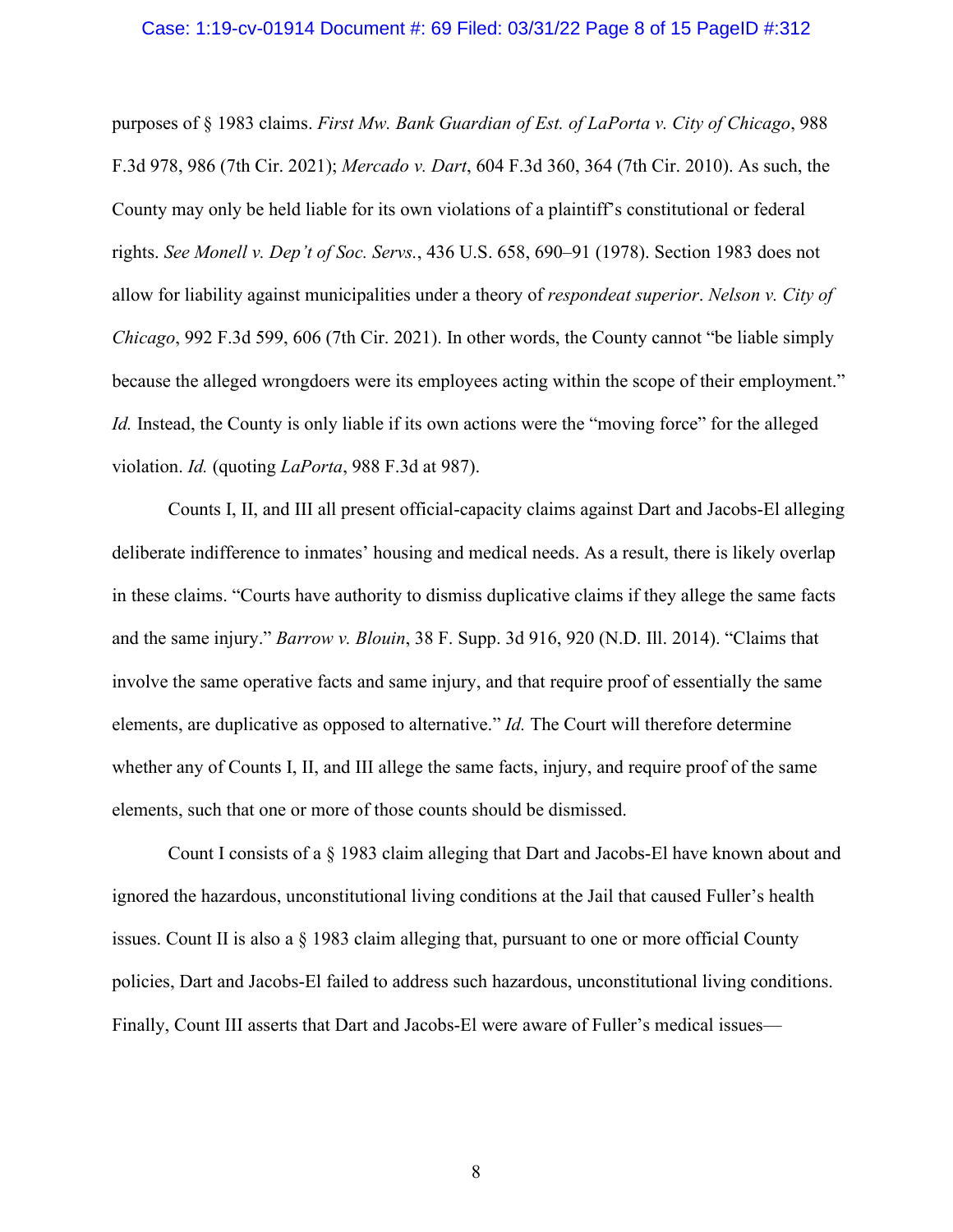purposes of § 1983 claims. *First Mw. Bank Guardian of Est. of LaPorta v. City of Chicago*, 988 F.3d 978, 986 (7th Cir. 2021); *Mercado v. Dart*, 604 F.3d 360, 364 (7th Cir. 2010). As such, the County may only be held liable for its own violations of a plaintiff's constitutional or federal rights. *See Monell v. Dep't of Soc. Servs.*, 436 U.S. 658, 690–91 (1978). Section 1983 does not allow for liability against municipalities under a theory of *respondeat superior*. *Nelson v. City of Chicago*, 992 F.3d 599, 606 (7th Cir. 2021). In other words, the County cannot "be liable simply because the alleged wrongdoers were its employees acting within the scope of their employment." *Id.* Instead, the County is only liable if its own actions were the "moving force" for the alleged violation. *Id.* (quoting *LaPorta*, 988 F.3d at 987).

Counts I, II, and III all present official-capacity claims against Dart and Jacobs-El alleging deliberate indifference to inmates' housing and medical needs. As a result, there is likely overlap in these claims. "Courts have authority to dismiss duplicative claims if they allege the same facts and the same injury." *Barrow v. Blouin*, 38 F. Supp. 3d 916, 920 (N.D. Ill. 2014). "Claims that involve the same operative facts and same injury, and that require proof of essentially the same elements, are duplicative as opposed to alternative." *Id.* The Court will therefore determine whether any of Counts I, II, and III allege the same facts, injury, and require proof of the same elements, such that one or more of those counts should be dismissed.

Count I consists of a § 1983 claim alleging that Dart and Jacobs-El have known about and ignored the hazardous, unconstitutional living conditions at the Jail that caused Fuller's health issues. Count II is also a § 1983 claim alleging that, pursuant to one or more official County policies, Dart and Jacobs-El failed to address such hazardous, unconstitutional living conditions. Finally, Count III asserts that Dart and Jacobs-El were aware of Fuller's medical issues—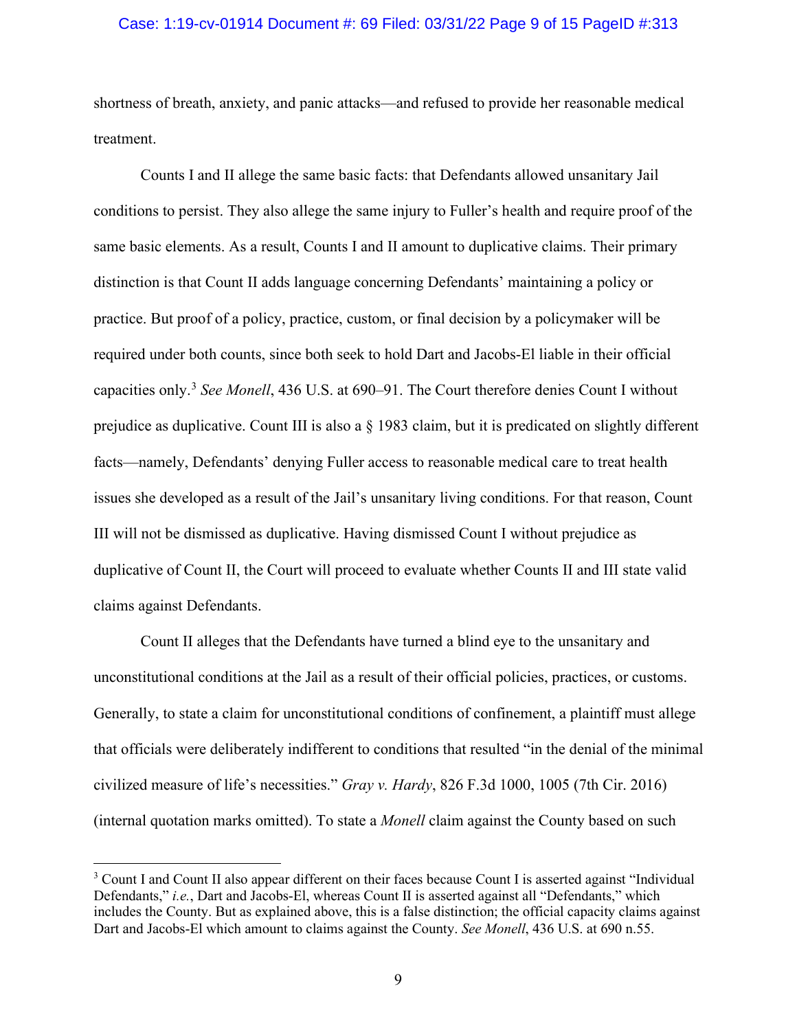shortness of breath, anxiety, and panic attacks—and refused to provide her reasonable medical treatment.

Counts I and II allege the same basic facts: that Defendants allowed unsanitary Jail conditions to persist. They also allege the same injury to Fuller's health and require proof of the same basic elements. As a result, Counts I and II amount to duplicative claims. Their primary distinction is that Count II adds language concerning Defendants' maintaining a policy or practice. But proof of a policy, practice, custom, or final decision by a policymaker will be required under both counts, since both seek to hold Dart and Jacobs-El liable in their official capacities only.[3] *See Monell*, 436 U.S. at 690–91. The Court therefore denies Count I without prejudice as duplicative. Count III is also a § 1983 claim, but it is predicated on slightly different facts—namely, Defendants' denying Fuller access to reasonable medical care to treat health issues she developed as a result of the Jail's unsanitary living conditions. For that reason, Count III will not be dismissed as duplicative. Having dismissed Count I without prejudice as duplicative of Count II, the Court will proceed to evaluate whether Counts II and III state valid claims against Defendants.

Count II alleges that the Defendants have turned a blind eye to the unsanitary and unconstitutional conditions at the Jail as a result of their official policies, practices, or customs. Generally, to state a claim for unconstitutional conditions of confinement, a plaintiff must allege that officials were deliberately indifferent to conditions that resulted "in the denial of the minimal civilized measure of life's necessities." *Gray v. Hardy*, 826 F.3d 1000, 1005 (7th Cir. 2016) (internal quotation marks omitted). To state a *Monell* claim against the County based on such

[3] Count I and Count II also appear different on their faces because Count I is asserted against "Individual Defendants," *i.e.*, Dart and Jacobs-El, whereas Count II is asserted against all "Defendants," which includes the County. But as explained above, this is a false distinction; the official capacity claims against Dart and Jacobs-El which amount to claims against the County. *See Monell*, 436 U.S. at 690 n.55.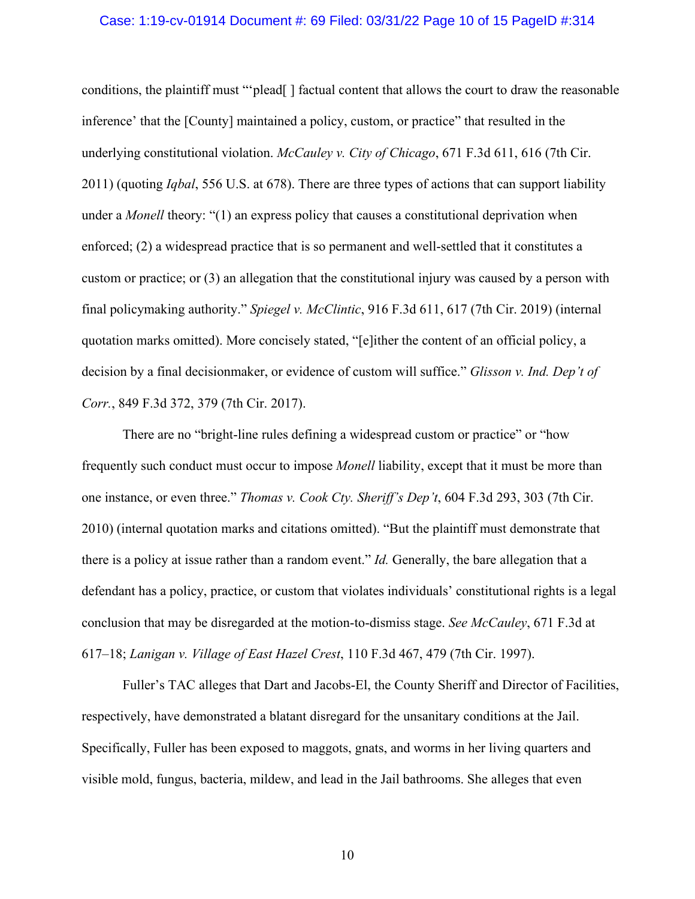conditions, the plaintiff must "'plead[ ] factual content that allows the court to draw the reasonable inference' that the [County] maintained a policy, custom, or practice" that resulted in the underlying constitutional violation. *McCauley v. City of Chicago*, 671 F.3d 611, 616 (7th Cir. 2011) (quoting *Iqbal*, 556 U.S. at 678). There are three types of actions that can support liability under a *Monell* theory: "(1) an express policy that causes a constitutional deprivation when enforced; (2) a widespread practice that is so permanent and well-settled that it constitutes a custom or practice; or (3) an allegation that the constitutional injury was caused by a person with final policymaking authority." *Spiegel v. McClintic*, 916 F.3d 611, 617 (7th Cir. 2019) (internal quotation marks omitted). More concisely stated, "[e]ither the content of an official policy, a decision by a final decisionmaker, or evidence of custom will suffice." *Glisson v. Ind. Dep't of Corr.*, 849 F.3d 372, 379 (7th Cir. 2017).

There are no "bright-line rules defining a widespread custom or practice" or "how frequently such conduct must occur to impose *Monell* liability, except that it must be more than one instance, or even three." *Thomas v. Cook Cty. Sheriff's Dep't*, 604 F.3d 293, 303 (7th Cir. 2010) (internal quotation marks and citations omitted). "But the plaintiff must demonstrate that there is a policy at issue rather than a random event." *Id.* Generally, the bare allegation that a defendant has a policy, practice, or custom that violates individuals' constitutional rights is a legal conclusion that may be disregarded at the motion-to-dismiss stage. *See McCauley*, 671 F.3d at 617–18; *Lanigan v. Village of East Hazel Crest*, 110 F.3d 467, 479 (7th Cir. 1997).

Fuller's TAC alleges that Dart and Jacobs-El, the County Sheriff and Director of Facilities, respectively, have demonstrated a blatant disregard for the unsanitary conditions at the Jail. Specifically, Fuller has been exposed to maggots, gnats, and worms in her living quarters and visible mold, fungus, bacteria, mildew, and lead in the Jail bathrooms. She alleges that even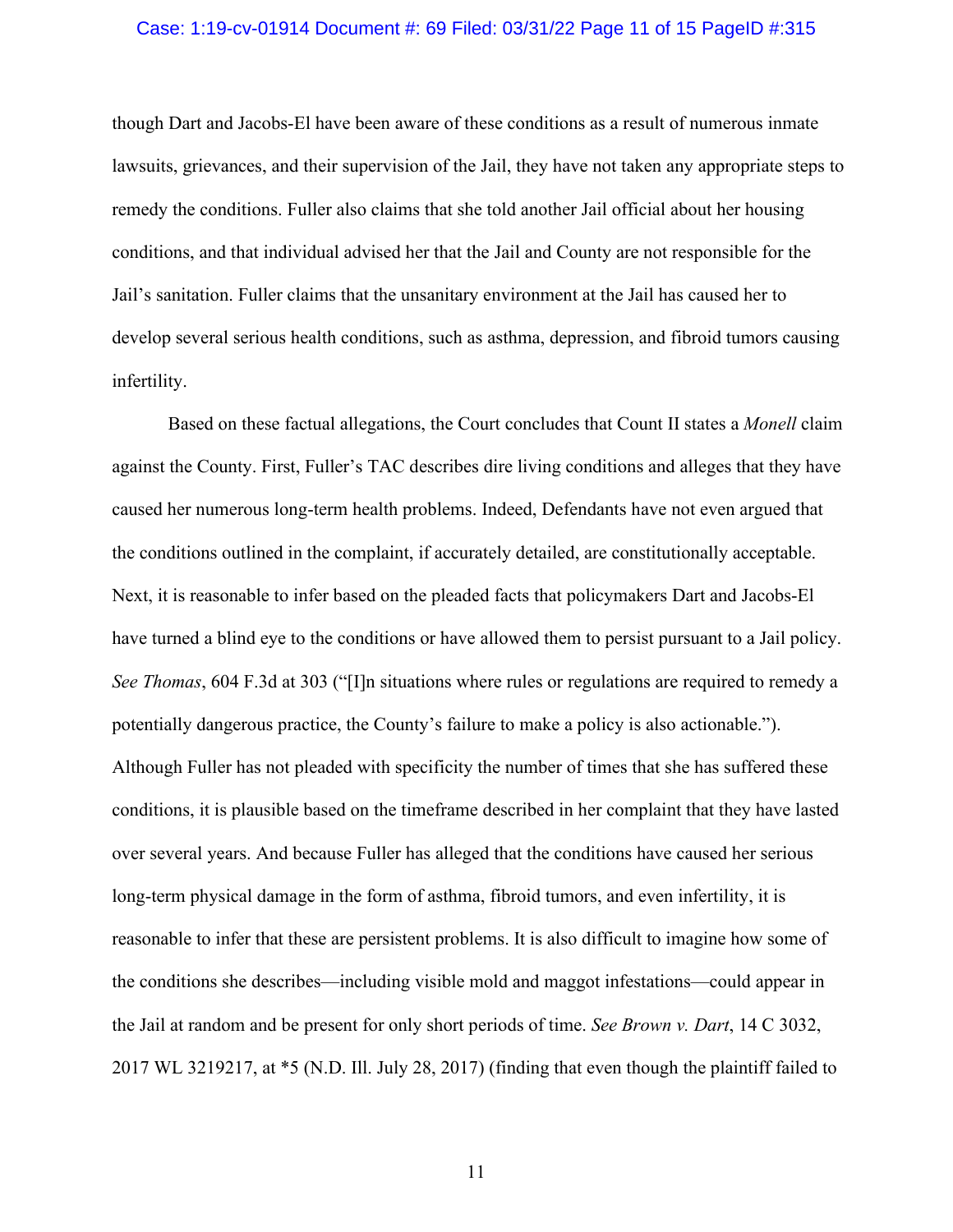though Dart and Jacobs-El have been aware of these conditions as a result of numerous inmate lawsuits, grievances, and their supervision of the Jail, they have not taken any appropriate steps to remedy the conditions. Fuller also claims that she told another Jail official about her housing conditions, and that individual advised her that the Jail and County are not responsible for the Jail's sanitation. Fuller claims that the unsanitary environment at the Jail has caused her to develop several serious health conditions, such as asthma, depression, and fibroid tumors causing infertility.

Based on these factual allegations, the Court concludes that Count II states a *Monell* claim against the County. First, Fuller's TAC describes dire living conditions and alleges that they have caused her numerous long-term health problems. Indeed, Defendants have not even argued that the conditions outlined in the complaint, if accurately detailed, are constitutionally acceptable. Next, it is reasonable to infer based on the pleaded facts that policymakers Dart and Jacobs-El have turned a blind eye to the conditions or have allowed them to persist pursuant to a Jail policy. *See Thomas*, 604 F.3d at 303 ("[I]n situations where rules or regulations are required to remedy a potentially dangerous practice, the County's failure to make a policy is also actionable."). Although Fuller has not pleaded with specificity the number of times that she has suffered these conditions, it is plausible based on the timeframe described in her complaint that they have lasted over several years. And because Fuller has alleged that the conditions have caused her serious long-term physical damage in the form of asthma, fibroid tumors, and even infertility, it is reasonable to infer that these are persistent problems. It is also difficult to imagine how some of the conditions she describes—including visible mold and maggot infestations—could appear in the Jail at random and be present for only short periods of time. *See Brown v. Dart*, 14 C 3032, 2017 WL 3219217, at *5 (N.D. Ill. July 28, 2017) (finding that even though the plaintiff failed to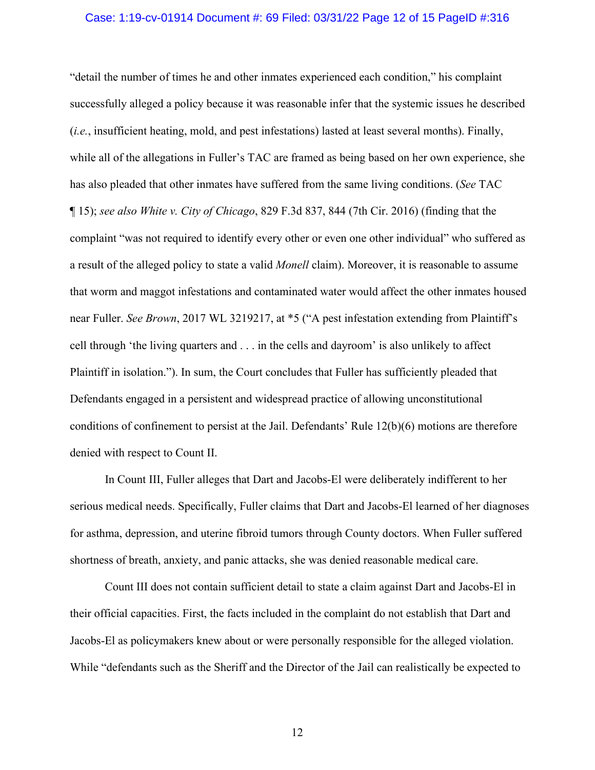"detail the number of times he and other inmates experienced each condition," his complaint successfully alleged a policy because it was reasonable infer that the systemic issues he described (*i.e.*, insufficient heating, mold, and pest infestations) lasted at least several months). Finally, while all of the allegations in Fuller's TAC are framed as being based on her own experience, she has also pleaded that other inmates have suffered from the same living conditions. (*See* TAC ¶ 15); *see also White v. City of Chicago*, 829 F.3d 837, 844 (7th Cir. 2016) (finding that the complaint "was not required to identify every other or even one other individual" who suffered as a result of the alleged policy to state a valid *Monell* claim). Moreover, it is reasonable to assume that worm and maggot infestations and contaminated water would affect the other inmates housed near Fuller. *See Brown*, 2017 WL 3219217, at *5 ("A pest infestation extending from Plaintiff's cell through 'the living quarters and . . . in the cells and dayroom' is also unlikely to affect Plaintiff in isolation."). In sum, the Court concludes that Fuller has sufficiently pleaded that Defendants engaged in a persistent and widespread practice of allowing unconstitutional conditions of confinement to persist at the Jail. Defendants' Rule 12(b)(6) motions are therefore denied with respect to Count II.

In Count III, Fuller alleges that Dart and Jacobs-El were deliberately indifferent to her serious medical needs. Specifically, Fuller claims that Dart and Jacobs-El learned of her diagnoses for asthma, depression, and uterine fibroid tumors through County doctors. When Fuller suffered shortness of breath, anxiety, and panic attacks, she was denied reasonable medical care.

Count III does not contain sufficient detail to state a claim against Dart and Jacobs-El in their official capacities. First, the facts included in the complaint do not establish that Dart and Jacobs-El as policymakers knew about or were personally responsible for the alleged violation. While "defendants such as the Sheriff and the Director of the Jail can realistically be expected to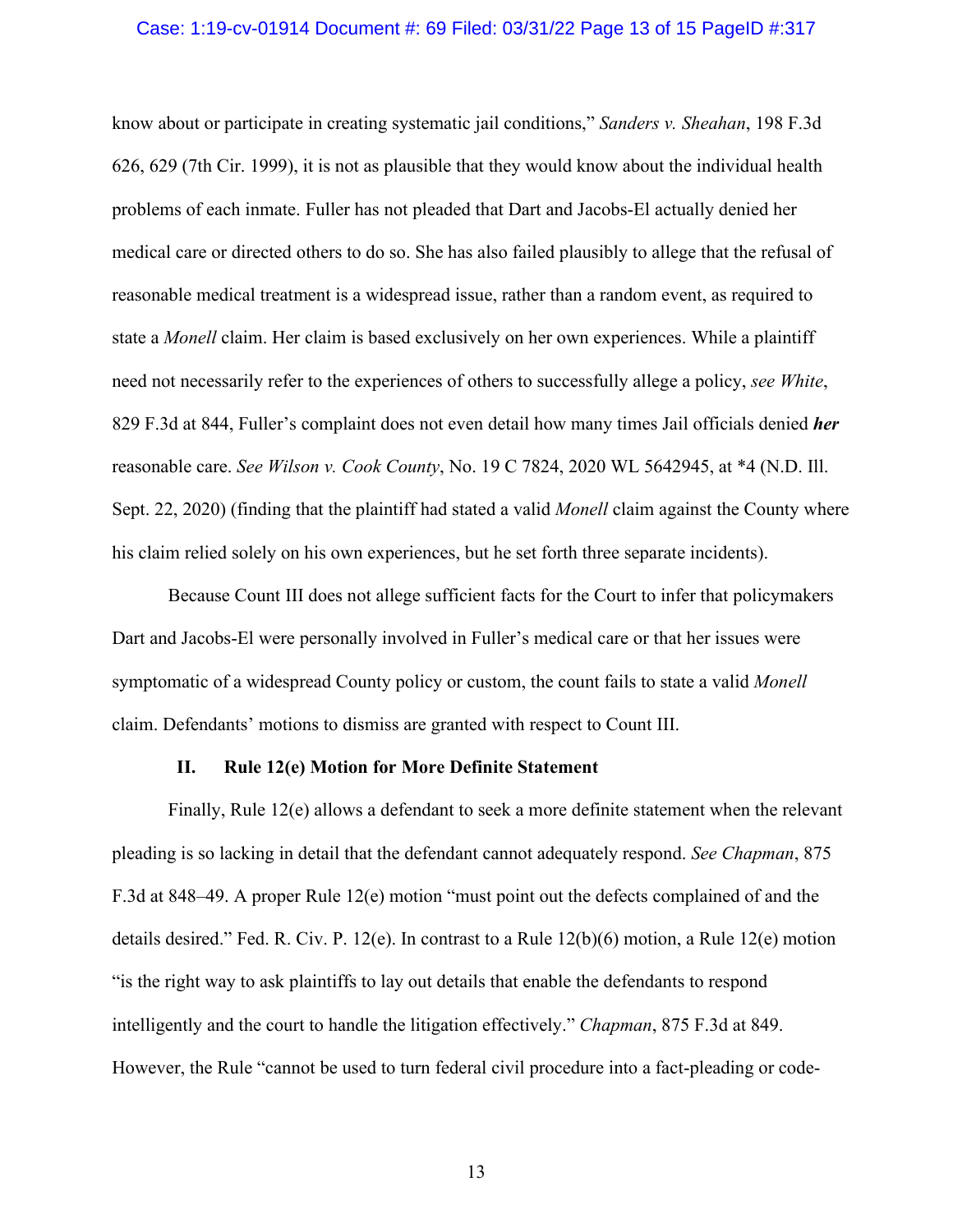know about or participate in creating systematic jail conditions," *Sanders v. Sheahan*, 198 F.3d 626, 629 (7th Cir. 1999), it is not as plausible that they would know about the individual health problems of each inmate. Fuller has not pleaded that Dart and Jacobs-El actually denied her medical care or directed others to do so. She has also failed plausibly to allege that the refusal of reasonable medical treatment is a widespread issue, rather than a random event, as required to state a *Monell* claim. Her claim is based exclusively on her own experiences. While a plaintiff need not necessarily refer to the experiences of others to successfully allege a policy, *see White*, 829 F.3d at 844, Fuller's complaint does not even detail how many times Jail officials denied ***her*** reasonable care. *See Wilson v. Cook County*, No. 19 C 7824, 2020 WL 5642945, at *4 (N.D. Ill. Sept. 22, 2020) (finding that the plaintiff had stated a valid *Monell* claim against the County where his claim relied solely on his own experiences, but he set forth three separate incidents).

Because Count III does not allege sufficient facts for the Court to infer that policymakers Dart and Jacobs-El were personally involved in Fuller's medical care or that her issues were symptomatic of a widespread County policy or custom, the count fails to state a valid *Monell* claim. Defendants' motions to dismiss are granted with respect to Count III.

## II. Rule 12(e) Motion for More Definite Statement

Finally, Rule 12(e) allows a defendant to seek a more definite statement when the relevant pleading is so lacking in detail that the defendant cannot adequately respond. *See Chapman*, 875 F.3d at 848–49. A proper Rule 12(e) motion "must point out the defects complained of and the details desired." Fed. R. Civ. P. 12(e). In contrast to a Rule 12(b)(6) motion, a Rule 12(e) motion "is the right way to ask plaintiffs to lay out details that enable the defendants to respond intelligently and the court to handle the litigation effectively." *Chapman*, 875 F.3d at 849. However, the Rule "cannot be used to turn federal civil procedure into a fact-pleading or code-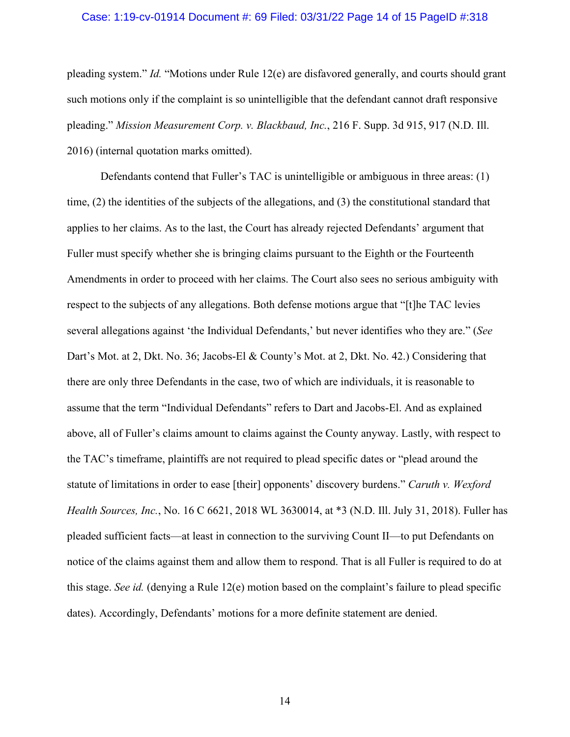pleading system." *Id.* "Motions under Rule 12(e) are disfavored generally, and courts should grant such motions only if the complaint is so unintelligible that the defendant cannot draft responsive pleading." *Mission Measurement Corp. v. Blackbaud, Inc.*, 216 F. Supp. 3d 915, 917 (N.D. Ill. 2016) (internal quotation marks omitted).

Defendants contend that Fuller's TAC is unintelligible or ambiguous in three areas: (1) time, (2) the identities of the subjects of the allegations, and (3) the constitutional standard that applies to her claims. As to the last, the Court has already rejected Defendants' argument that Fuller must specify whether she is bringing claims pursuant to the Eighth or the Fourteenth Amendments in order to proceed with her claims. The Court also sees no serious ambiguity with respect to the subjects of any allegations. Both defense motions argue that "[t]he TAC levies several allegations against 'the Individual Defendants,' but never identifies who they are." (*See* Dart's Mot. at 2, Dkt. No. 36; Jacobs-El & County's Mot. at 2, Dkt. No. 42.) Considering that there are only three Defendants in the case, two of which are individuals, it is reasonable to assume that the term "Individual Defendants" refers to Dart and Jacobs-El. And as explained above, all of Fuller's claims amount to claims against the County anyway. Lastly, with respect to the TAC's timeframe, plaintiffs are not required to plead specific dates or "plead around the statute of limitations in order to ease [their] opponents' discovery burdens." *Caruth v. Wexford Health Sources, Inc.*, No. 16 C 6621, 2018 WL 3630014, at *3 (N.D. Ill. July 31, 2018). Fuller has pleaded sufficient facts—at least in connection to the surviving Count II—to put Defendants on notice of the claims against them and allow them to respond. That is all Fuller is required to do at this stage. *See id.* (denying a Rule 12(e) motion based on the complaint's failure to plead specific dates). Accordingly, Defendants' motions for a more definite statement are denied.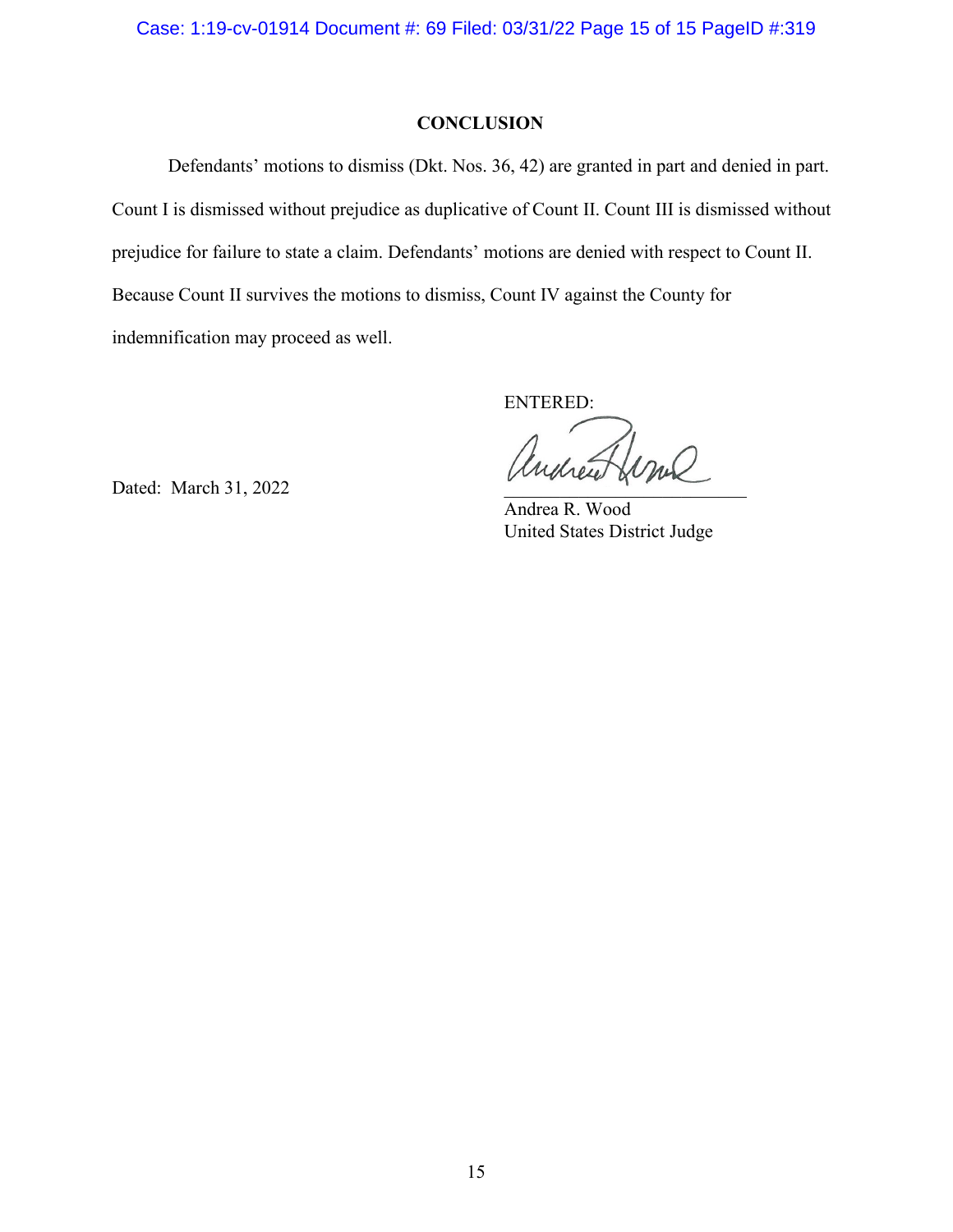## CONCLUSION

Defendants' motions to dismiss (Dkt. Nos. 36, 42) are granted in part and denied in part. Count I is dismissed without prejudice as duplicative of Count II. Count III is dismissed without prejudice for failure to state a claim. Defendants' motions are denied with respect to Count II. Because Count II survives the motions to dismiss, Count IV against the County for indemnification may proceed as well.

ENTERED:

Dated: March 31, 2022

Andrea R. Wood
United States District Judge